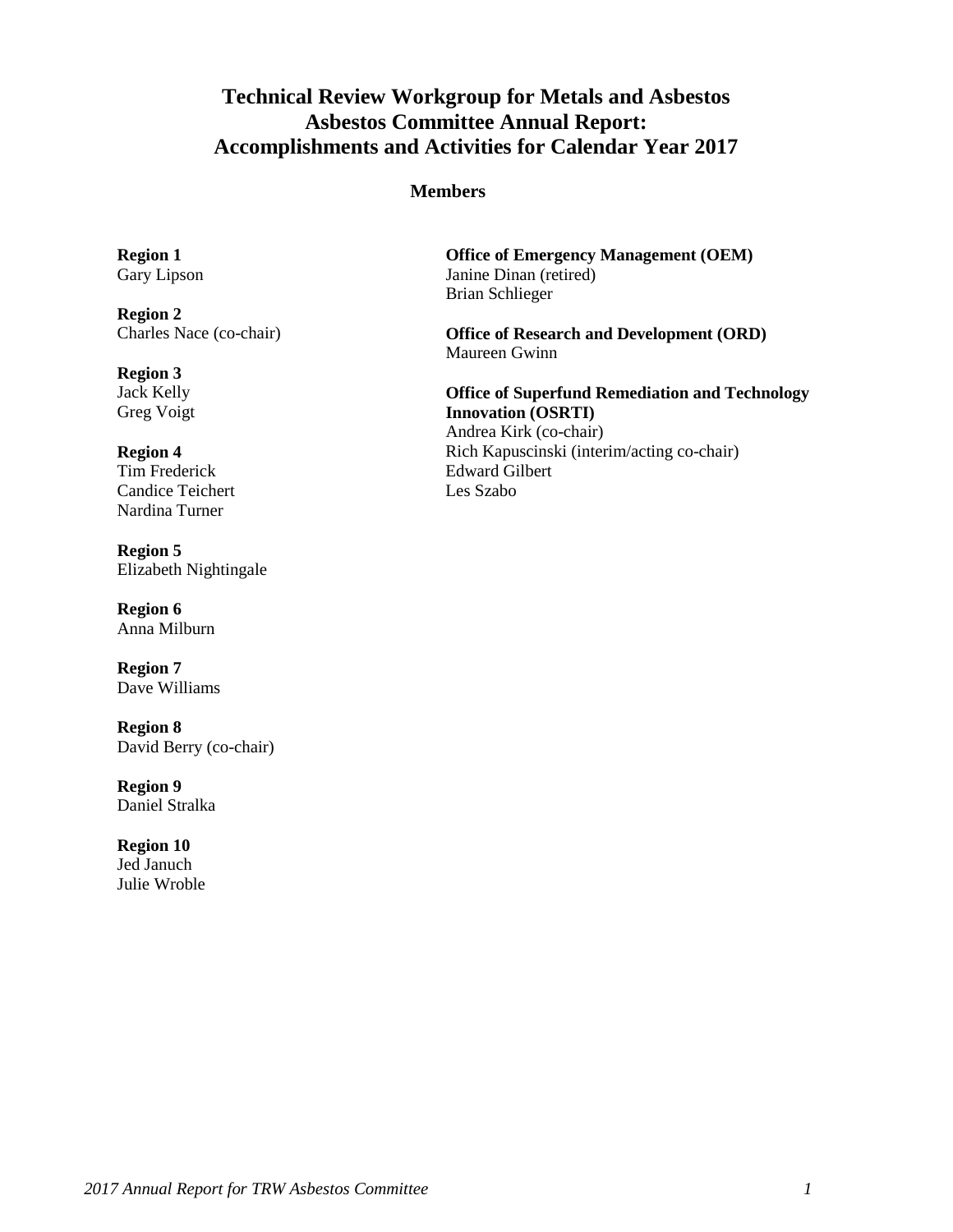# Technical Review Workgroup for Metals and Asbestos
# Asbestos Committee Annual Report:
# Accomplishments and Activities for Calendar Year 2017

## Members

**Region 1**
Gary Lipson

**Region 2**
Charles Nace (co-chair)

**Region 3**
Jack Kelly
Greg Voigt

**Region 4**
Tim Frederick
Candice Teichert
Nardina Turner

**Region 5**
Elizabeth Nightingale

**Region 6**
Anna Milburn

**Region 7**
Dave Williams

**Region 8**
David Berry (co-chair)

**Region 9**
Daniel Stralka

**Region 10**
Jed Januch
Julie Wroble

**Office of Emergency Management (OEM)**
Janine Dinan (retired)
Brian Schlieger

**Office of Research and Development (ORD)**
Maureen Gwinn

**Office of Superfund Remediation and Technology Innovation (OSRTI)**
Andrea Kirk (co-chair)
Rich Kapuscinski (interim/acting co-chair)
Edward Gilbert
Les Szabo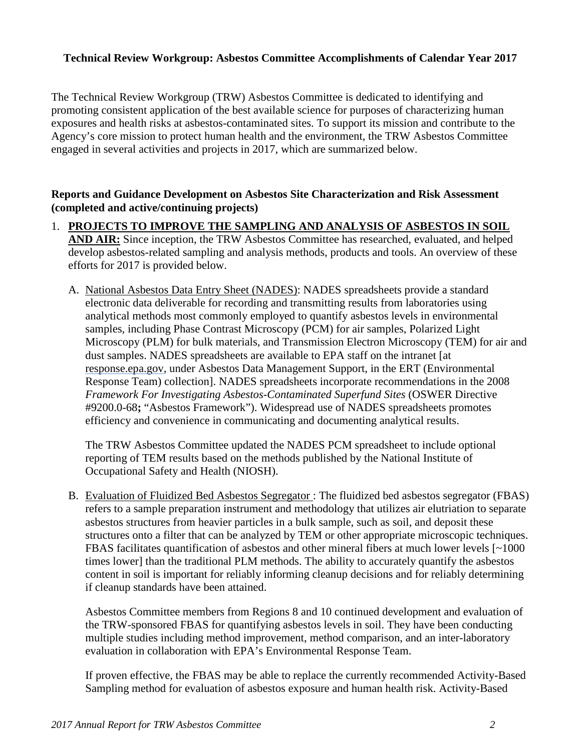**Technical Review Workgroup: Asbestos Committee Accomplishments of Calendar Year 2017**

The Technical Review Workgroup (TRW) Asbestos Committee is dedicated to identifying and promoting consistent application of the best available science for purposes of characterizing human exposures and health risks at asbestos-contaminated sites. To support its mission and contribute to the Agency's core mission to protect human health and the environment, the TRW Asbestos Committee engaged in several activities and projects in 2017, which are summarized below.

**Reports and Guidance Development on Asbestos Site Characterization and Risk Assessment (completed and active/continuing projects)**

1. **PROJECTS TO IMPROVE THE SAMPLING AND ANALYSIS OF ASBESTOS IN SOIL AND AIR:** Since inception, the TRW Asbestos Committee has researched, evaluated, and helped develop asbestos-related sampling and analysis methods, products and tools. An overview of these efforts for 2017 is provided below.

   A. National Asbestos Data Entry Sheet (NADES): NADES spreadsheets provide a standard electronic data deliverable for recording and transmitting results from laboratories using analytical methods most commonly employed to quantify asbestos levels in environmental samples, including Phase Contrast Microscopy (PCM) for air samples, Polarized Light Microscopy (PLM) for bulk materials, and Transmission Electron Microscopy (TEM) for air and dust samples. NADES spreadsheets are available to EPA staff on the intranet [at response.epa.gov, under Asbestos Data Management Support, in the ERT (Environmental Response Team) collection]. NADES spreadsheets incorporate recommendations in the 2008 *Framework For Investigating Asbestos-Contaminated Superfund Sites* (OSWER Directive #9200.0-68**;** "Asbestos Framework"). Widespread use of NADES spreadsheets promotes efficiency and convenience in communicating and documenting analytical results.

      The TRW Asbestos Committee updated the NADES PCM spreadsheet to include optional reporting of TEM results based on the methods published by the National Institute of Occupational Safety and Health (NIOSH).

   B. Evaluation of Fluidized Bed Asbestos Segregator: The fluidized bed asbestos segregator (FBAS) refers to a sample preparation instrument and methodology that utilizes air elutriation to separate asbestos structures from heavier particles in a bulk sample, such as soil, and deposit these structures onto a filter that can be analyzed by TEM or other appropriate microscopic techniques. FBAS facilitates quantification of asbestos and other mineral fibers at much lower levels [~1000 times lower] than the traditional PLM methods. The ability to accurately quantify the asbestos content in soil is important for reliably informing cleanup decisions and for reliably determining if cleanup standards have been attained.

      Asbestos Committee members from Regions 8 and 10 continued development and evaluation of the TRW-sponsored FBAS for quantifying asbestos levels in soil. They have been conducting multiple studies including method improvement, method comparison, and an inter-laboratory evaluation in collaboration with EPA's Environmental Response Team.

      If proven effective, the FBAS may be able to replace the currently recommended Activity-Based Sampling method for evaluation of asbestos exposure and human health risk. Activity-Based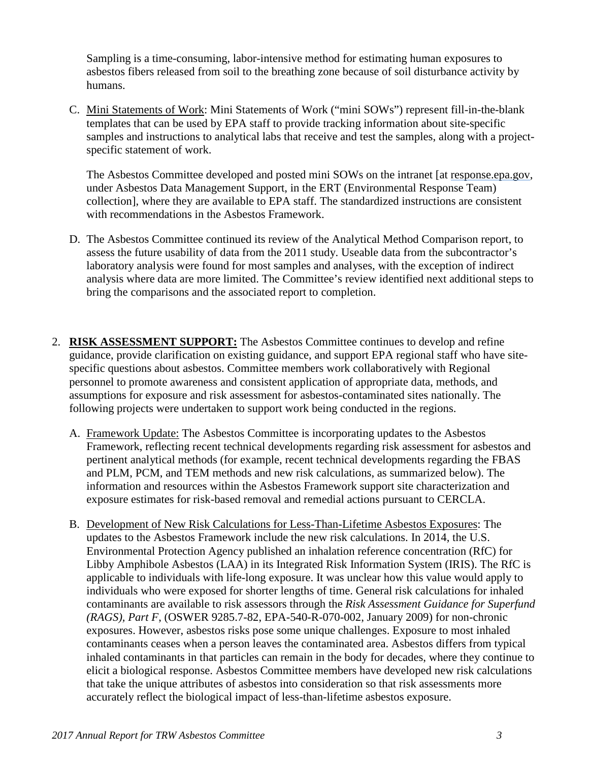Sampling is a time-consuming, labor-intensive method for estimating human exposures to asbestos fibers released from soil to the breathing zone because of soil disturbance activity by humans.

C. Mini Statements of Work: Mini Statements of Work ("mini SOWs") represent fill-in-the-blank templates that can be used by EPA staff to provide tracking information about site-specific samples and instructions to analytical labs that receive and test the samples, along with a project-specific statement of work.

   The Asbestos Committee developed and posted mini SOWs on the intranet [at response.epa.gov, under Asbestos Data Management Support, in the ERT (Environmental Response Team) collection], where they are available to EPA staff. The standardized instructions are consistent with recommendations in the Asbestos Framework.

D. The Asbestos Committee continued its review of the Analytical Method Comparison report, to assess the future usability of data from the 2011 study. Useable data from the subcontractor's laboratory analysis were found for most samples and analyses, with the exception of indirect analysis where data are more limited. The Committee's review identified next additional steps to bring the comparisons and the associated report to completion.

2. **RISK ASSESSMENT SUPPORT:** The Asbestos Committee continues to develop and refine guidance, provide clarification on existing guidance, and support EPA regional staff who have site-specific questions about asbestos. Committee members work collaboratively with Regional personnel to promote awareness and consistent application of appropriate data, methods, and assumptions for exposure and risk assessment for asbestos-contaminated sites nationally. The following projects were undertaken to support work being conducted in the regions.

   A. Framework Update: The Asbestos Committee is incorporating updates to the Asbestos Framework, reflecting recent technical developments regarding risk assessment for asbestos and pertinent analytical methods (for example, recent technical developments regarding the FBAS and PLM, PCM, and TEM methods and new risk calculations, as summarized below). The information and resources within the Asbestos Framework support site characterization and exposure estimates for risk-based removal and remedial actions pursuant to CERCLA.

   B. Development of New Risk Calculations for Less-Than-Lifetime Asbestos Exposures: The updates to the Asbestos Framework include the new risk calculations. In 2014, the U.S. Environmental Protection Agency published an inhalation reference concentration (RfC) for Libby Amphibole Asbestos (LAA) in its Integrated Risk Information System (IRIS). The RfC is applicable to individuals with life-long exposure. It was unclear how this value would apply to individuals who were exposed for shorter lengths of time. General risk calculations for inhaled contaminants are available to risk assessors through the *Risk Assessment Guidance for Superfund (RAGS), Part F*, (OSWER 9285.7-82, EPA-540-R-070-002, January 2009) for non-chronic exposures. However, asbestos risks pose some unique challenges. Exposure to most inhaled contaminants ceases when a person leaves the contaminated area. Asbestos differs from typical inhaled contaminants in that particles can remain in the body for decades, where they continue to elicit a biological response. Asbestos Committee members have developed new risk calculations that take the unique attributes of asbestos into consideration so that risk assessments more accurately reflect the biological impact of less-than-lifetime asbestos exposure.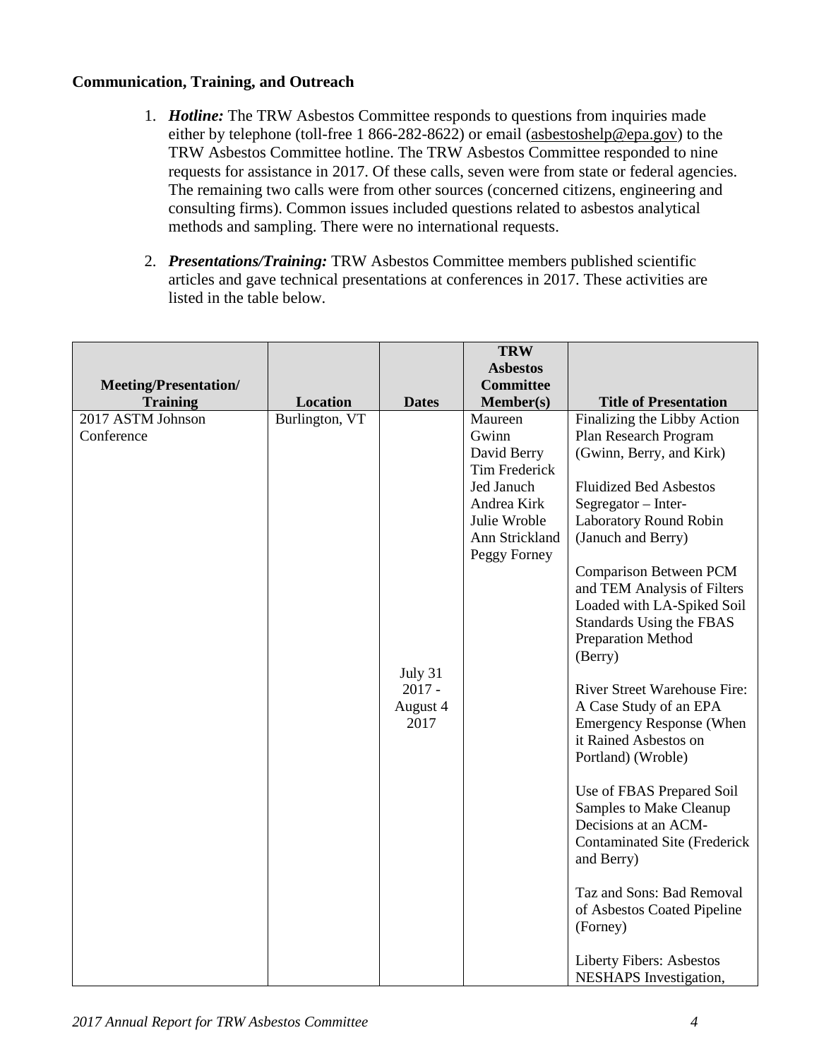**Communication, Training, and Outreach**

1. ***Hotline:*** The TRW Asbestos Committee responds to questions from inquiries made either by telephone (toll-free 1 866-282-8622) or email (asbestoshelp@epa.gov) to the TRW Asbestos Committee hotline. The TRW Asbestos Committee responded to nine requests for assistance in 2017. Of these calls, seven were from state or federal agencies. The remaining two calls were from other sources (concerned citizens, engineering and consulting firms). Common issues included questions related to asbestos analytical methods and sampling. There were no international requests.

2. ***Presentations/Training:*** TRW Asbestos Committee members published scientific articles and gave technical presentations at conferences in 2017. These activities are listed in the table below.

| Meeting/Presentation/ Training | Location | Dates | TRW Asbestos Committee Member(s) | Title of Presentation |
|---|---|---|---|---|
| 2017 ASTM Johnson Conference | Burlington, VT | July 31 2017 - August 4 2017 | Maureen Gwinn<br>David Berry<br>Tim Frederick<br>Jed Januch<br>Andrea Kirk<br>Julie Wroble<br>Ann Strickland<br>Peggy Forney | Finalizing the Libby Action Plan Research Program (Gwinn, Berry, and Kirk)<br><br>Fluidized Bed Asbestos Segregator – Inter-Laboratory Round Robin (Januch and Berry)<br><br>Comparison Between PCM and TEM Analysis of Filters Loaded with LA-Spiked Soil Standards Using the FBAS Preparation Method (Berry)<br><br>River Street Warehouse Fire: A Case Study of an EPA Emergency Response (When it Rained Asbestos on Portland) (Wroble)<br><br>Use of FBAS Prepared Soil Samples to Make Cleanup Decisions at an ACM-Contaminated Site (Frederick and Berry)<br><br>Taz and Sons: Bad Removal of Asbestos Coated Pipeline (Forney)<br><br>Liberty Fibers: Asbestos NESHAPS Investigation, |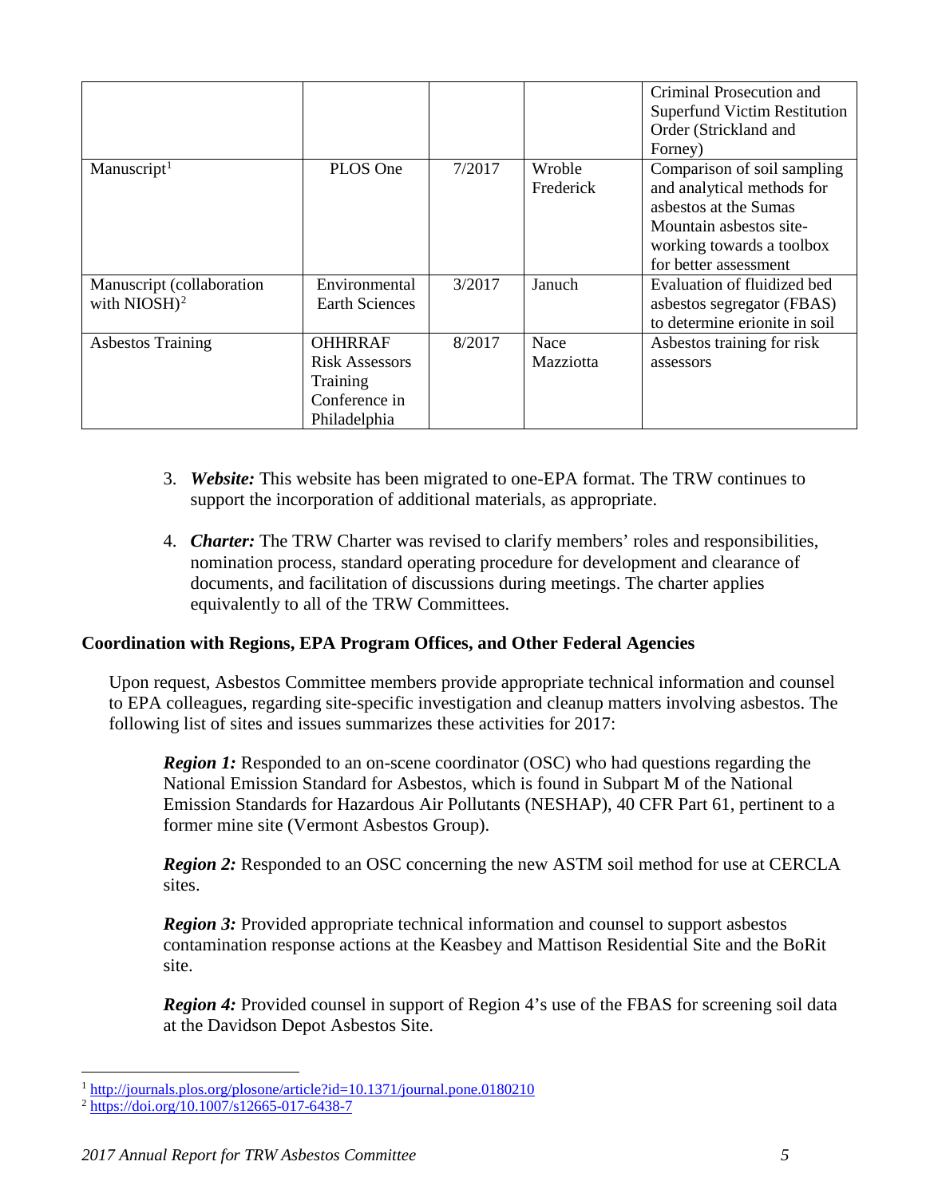|  |  |  |  | Criminal Prosecution and Superfund Victim Restitution Order (Strickland and Forney) |
|---|---|---|---|---|
| Manuscript[1] | PLOS One | 7/2017 | Wroble Frederick | Comparison of soil sampling and analytical methods for asbestos at the Sumas Mountain asbestos site-working towards a toolbox for better assessment |
| Manuscript (collaboration with NIOSH)[2] | Environmental Earth Sciences | 3/2017 | Januch | Evaluation of fluidized bed asbestos segregator (FBAS) to determine erionite in soil |
| Asbestos Training | OHHRRAF Risk Assessors Training Conference in Philadelphia | 8/2017 | Nace Mazziotta | Asbestos training for risk assessors |

3. ***Website:*** This website has been migrated to one-EPA format. The TRW continues to support the incorporation of additional materials, as appropriate.

4. ***Charter:*** The TRW Charter was revised to clarify members' roles and responsibilities, nomination process, standard operating procedure for development and clearance of documents, and facilitation of discussions during meetings. The charter applies equivalently to all of the TRW Committees.

## Coordination with Regions, EPA Program Offices, and Other Federal Agencies

Upon request, Asbestos Committee members provide appropriate technical information and counsel to EPA colleagues, regarding site-specific investigation and cleanup matters involving asbestos. The following list of sites and issues summarizes these activities for 2017:

***Region 1:*** Responded to an on-scene coordinator (OSC) who had questions regarding the National Emission Standard for Asbestos, which is found in Subpart M of the National Emission Standards for Hazardous Air Pollutants (NESHAP), 40 CFR Part 61, pertinent to a former mine site (Vermont Asbestos Group).

***Region 2:*** Responded to an OSC concerning the new ASTM soil method for use at CERCLA sites.

***Region 3:*** Provided appropriate technical information and counsel to support asbestos contamination response actions at the Keasbey and Mattison Residential Site and the BoRit site.

***Region 4:*** Provided counsel in support of Region 4's use of the FBAS for screening soil data at the Davidson Depot Asbestos Site.

[1] http://journals.plos.org/plosone/article?id=10.1371/journal.pone.0180210

[2] https://doi.org/10.1007/s12665-017-6438-7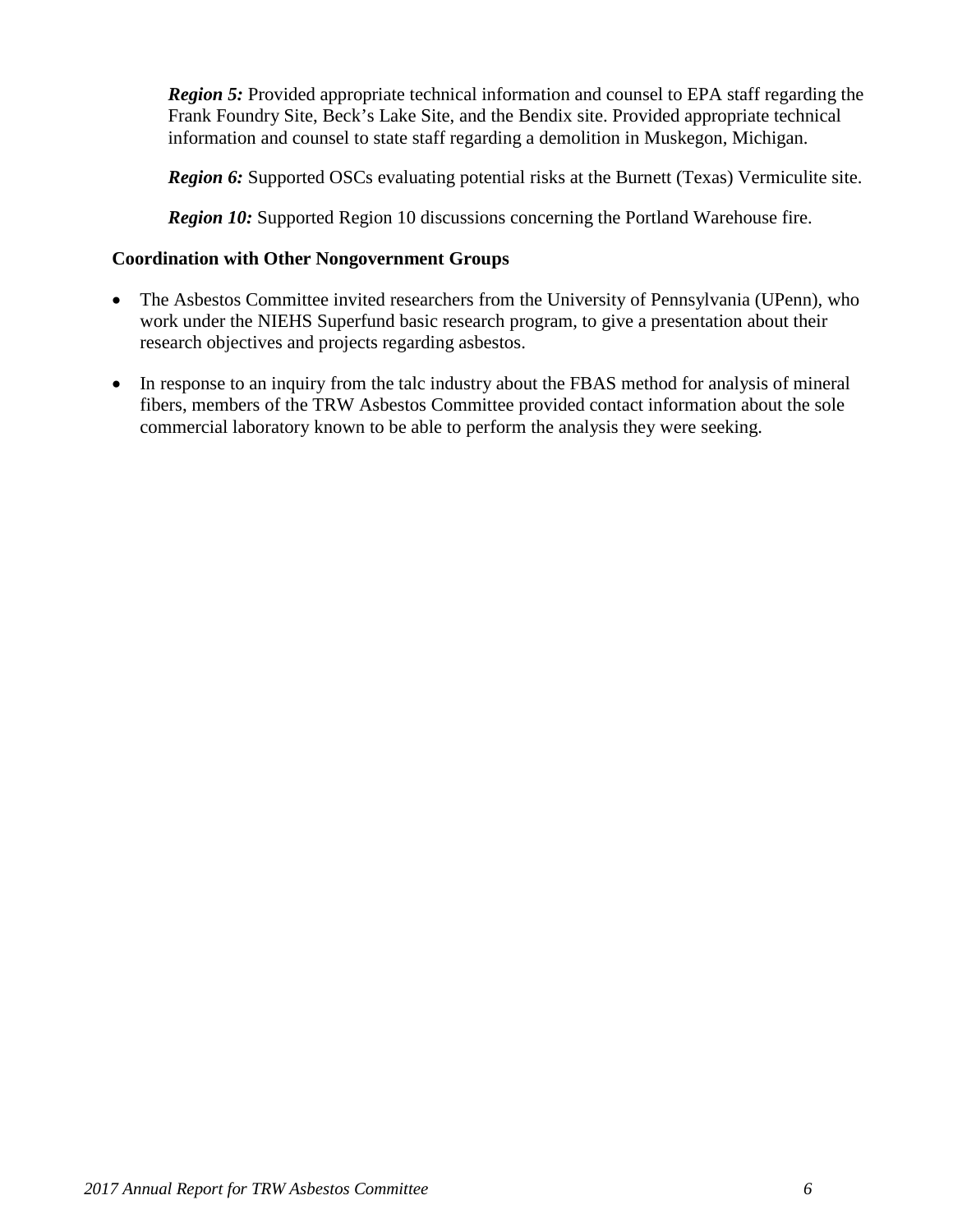***Region 5:*** Provided appropriate technical information and counsel to EPA staff regarding the Frank Foundry Site, Beck's Lake Site, and the Bendix site. Provided appropriate technical information and counsel to state staff regarding a demolition in Muskegon, Michigan.

***Region 6:*** Supported OSCs evaluating potential risks at the Burnett (Texas) Vermiculite site.

***Region 10:*** Supported Region 10 discussions concerning the Portland Warehouse fire.

**Coordination with Other Nongovernment Groups**

- The Asbestos Committee invited researchers from the University of Pennsylvania (UPenn), who work under the NIEHS Superfund basic research program, to give a presentation about their research objectives and projects regarding asbestos.
- In response to an inquiry from the talc industry about the FBAS method for analysis of mineral fibers, members of the TRW Asbestos Committee provided contact information about the sole commercial laboratory known to be able to perform the analysis they were seeking.